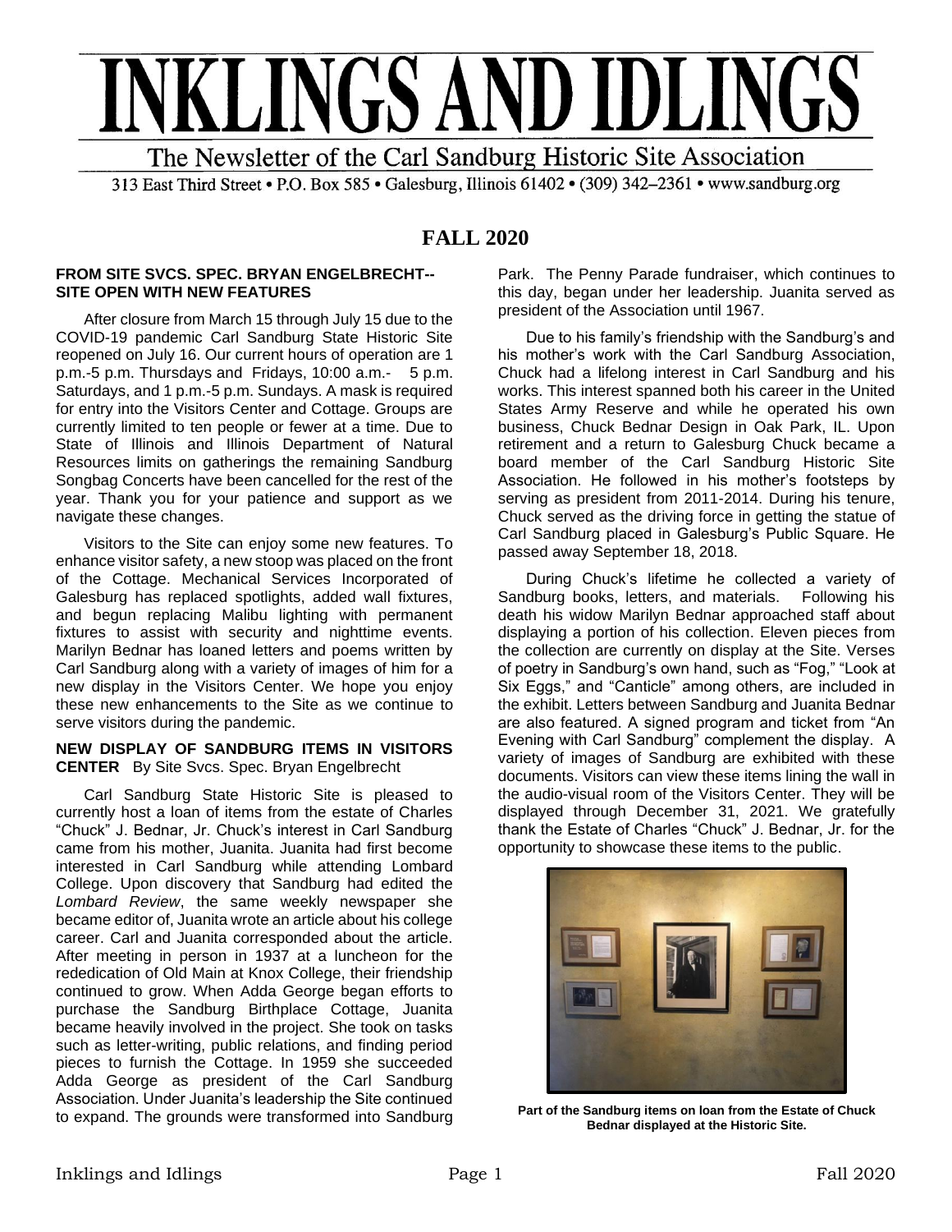# INKLINGS AND IDLINGS

The Newsletter of the Carl Sandburg Historic Site Association

313 East Third Street • P.O. Box 585 • Galesburg, Illinois 61402 • (309) 342–2361 • www.sandburg.org

## FALL 2020

### FROM SITE SVCS. SPEC. BRYAN ENGELBRECHT-- SITE OPEN WITH NEW FEATURES

After closure from March 15 through July 15 due to the COVID-19 pandemic Carl Sandburg State Historic Site reopened on July 16. Our current hours of operation are 1 p.m.-5 p.m. Thursdays and Fridays, 10:00 a.m.- 5 p.m. Saturdays, and 1 p.m.-5 p.m. Sundays. A mask is required for entry into the Visitors Center and Cottage. Groups are currently limited to ten people or fewer at a time. Due to State of Illinois and Illinois Department of Natural Resources limits on gatherings the remaining Sandburg Songbag Concerts have been cancelled for the rest of the year. Thank you for your patience and support as we navigate these changes.

Visitors to the Site can enjoy some new features. To enhance visitor safety, a new stoop was placed on the front of the Cottage. Mechanical Services Incorporated of Galesburg has replaced spotlights, added wall fixtures, and begun replacing Malibu lighting with permanent fixtures to assist with security and nighttime events. Marilyn Bednar has loaned letters and poems written by Carl Sandburg along with a variety of images of him for a new display in the Visitors Center. We hope you enjoy these new enhancements to the Site as we continue to serve visitors during the pandemic.

### NEW DISPLAY OF SANDBURG ITEMS IN VISITORS CENTER
By Site Svcs. Spec. Bryan Engelbrecht

Carl Sandburg State Historic Site is pleased to currently host a loan of items from the estate of Charles "Chuck" J. Bednar, Jr. Chuck's interest in Carl Sandburg came from his mother, Juanita. Juanita had first become interested in Carl Sandburg while attending Lombard College. Upon discovery that Sandburg had edited the *Lombard Review*, the same weekly newspaper she became editor of, Juanita wrote an article about his college career. Carl and Juanita corresponded about the article. After meeting in person in 1937 at a luncheon for the rededication of Old Main at Knox College, their friendship continued to grow. When Adda George began efforts to purchase the Sandburg Birthplace Cottage, Juanita became heavily involved in the project. She took on tasks such as letter-writing, public relations, and finding period pieces to furnish the Cottage. In 1959 she succeeded Adda George as president of the Carl Sandburg Association. Under Juanita's leadership the Site continued to expand. The grounds were transformed into Sandburg Park. The Penny Parade fundraiser, which continues to this day, began under her leadership. Juanita served as president of the Association until 1967.

Due to his family's friendship with the Sandburg's and his mother's work with the Carl Sandburg Association, Chuck had a lifelong interest in Carl Sandburg and his works. This interest spanned both his career in the United States Army Reserve and while he operated his own business, Chuck Bednar Design in Oak Park, IL. Upon retirement and a return to Galesburg Chuck became a board member of the Carl Sandburg Historic Site Association. He followed in his mother's footsteps by serving as president from 2011-2014. During his tenure, Chuck served as the driving force in getting the statue of Carl Sandburg placed in Galesburg's Public Square. He passed away September 18, 2018.

During Chuck's lifetime he collected a variety of Sandburg books, letters, and materials. Following his death his widow Marilyn Bednar approached staff about displaying a portion of his collection. Eleven pieces from the collection are currently on display at the Site. Verses of poetry in Sandburg's own hand, such as "Fog," "Look at Six Eggs," and "Canticle" among others, are included in the exhibit. Letters between Sandburg and Juanita Bednar are also featured. A signed program and ticket from "An Evening with Carl Sandburg" complement the display. A variety of images of Sandburg are exhibited with these documents. Visitors can view these items lining the wall in the audio-visual room of the Visitors Center. They will be displayed through December 31, 2021. We gratefully thank the Estate of Charles "Chuck" J. Bednar, Jr. for the opportunity to showcase these items to the public.

**Part of the Sandburg items on loan from the Estate of Chuck Bednar displayed at the Historic Site.**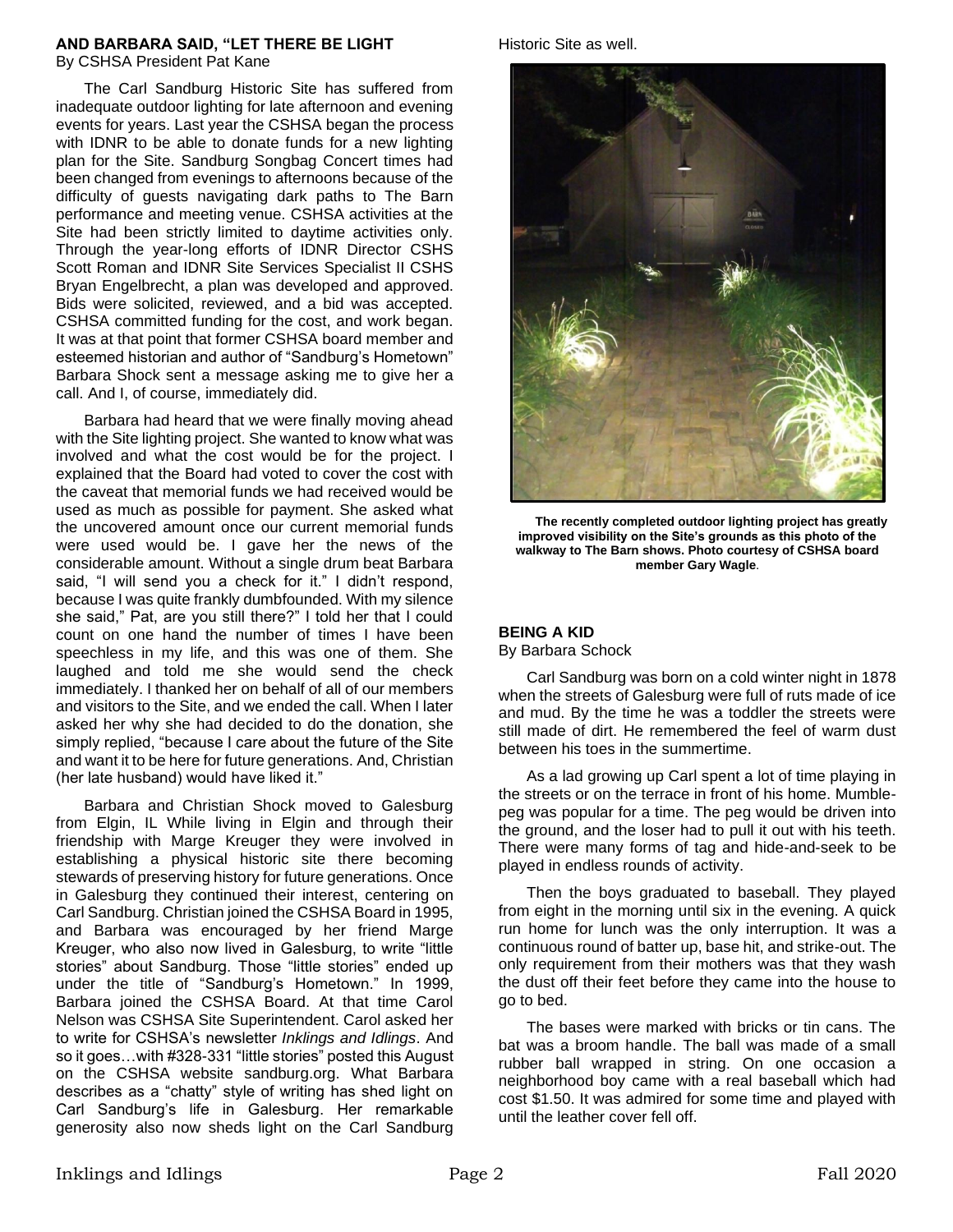## AND BARBARA SAID, "LET THERE BE LIGHT

By CSHSA President Pat Kane

The Carl Sandburg Historic Site has suffered from inadequate outdoor lighting for late afternoon and evening events for years. Last year the CSHSA began the process with IDNR to be able to donate funds for a new lighting plan for the Site. Sandburg Songbag Concert times had been changed from evenings to afternoons because of the difficulty of guests navigating dark paths to The Barn performance and meeting venue. CSHSA activities at the Site had been strictly limited to daytime activities only. Through the year-long efforts of IDNR Director CSHS Scott Roman and IDNR Site Services Specialist II CSHS Bryan Engelbrecht, a plan was developed and approved. Bids were solicited, reviewed, and a bid was accepted. CSHSA committed funding for the cost, and work began. It was at that point that former CSHSA board member and esteemed historian and author of "Sandburg's Hometown" Barbara Shock sent a message asking me to give her a call. And I, of course, immediately did.

Barbara had heard that we were finally moving ahead with the Site lighting project. She wanted to know what was involved and what the cost would be for the project. I explained that the Board had voted to cover the cost with the caveat that memorial funds we had received would be used as much as possible for payment. She asked what the uncovered amount once our current memorial funds were used would be. I gave her the news of the considerable amount. Without a single drum beat Barbara said, "I will send you a check for it." I didn't respond, because I was quite frankly dumbfounded. With my silence she said," Pat, are you still there?" I told her that I could count on one hand the number of times I have been speechless in my life, and this was one of them. She laughed and told me she would send the check immediately. I thanked her on behalf of all of our members and visitors to the Site, and we ended the call. When I later asked her why she had decided to do the donation, she simply replied, "because I care about the future of the Site and want it to be here for future generations. And, Christian (her late husband) would have liked it."

Barbara and Christian Shock moved to Galesburg from Elgin, IL While living in Elgin and through their friendship with Marge Kreuger they were involved in establishing a physical historic site there becoming stewards of preserving history for future generations. Once in Galesburg they continued their interest, centering on Carl Sandburg. Christian joined the CSHSA Board in 1995, and Barbara was encouraged by her friend Marge Kreuger, who also now lived in Galesburg, to write "little stories" about Sandburg. Those "little stories" ended up under the title of "Sandburg's Hometown." In 1999, Barbara joined the CSHSA Board. At that time Carol Nelson was CSHSA Site Superintendent. Carol asked her to write for CSHSA's newsletter *Inklings and Idlings*. And so it goes…with #328-331 "little stories" posted this August on the CSHSA website sandburg.org. What Barbara describes as a "chatty" style of writing has shed light on Carl Sandburg's life in Galesburg. Her remarkable generosity also now sheds light on the Carl Sandburg Historic Site as well.

**The recently completed outdoor lighting project has greatly improved visibility on the Site's grounds as this photo of the walkway to The Barn shows. Photo courtesy of CSHSA board member Gary Wagle.**

## BEING A KID

By Barbara Schock

Carl Sandburg was born on a cold winter night in 1878 when the streets of Galesburg were full of ruts made of ice and mud. By the time he was a toddler the streets were still made of dirt. He remembered the feel of warm dust between his toes in the summertime.

As a lad growing up Carl spent a lot of time playing in the streets or on the terrace in front of his home. Mumble-peg was popular for a time. The peg would be driven into the ground, and the loser had to pull it out with his teeth. There were many forms of tag and hide-and-seek to be played in endless rounds of activity.

Then the boys graduated to baseball. They played from eight in the morning until six in the evening. A quick run home for lunch was the only interruption. It was a continuous round of batter up, base hit, and strike-out. The only requirement from their mothers was that they wash the dust off their feet before they came into the house to go to bed.

The bases were marked with bricks or tin cans. The bat was a broom handle. The ball was made of a small rubber ball wrapped in string. On one occasion a neighborhood boy came with a real baseball which had cost $1.50. It was admired for some time and played with until the leather cover fell off.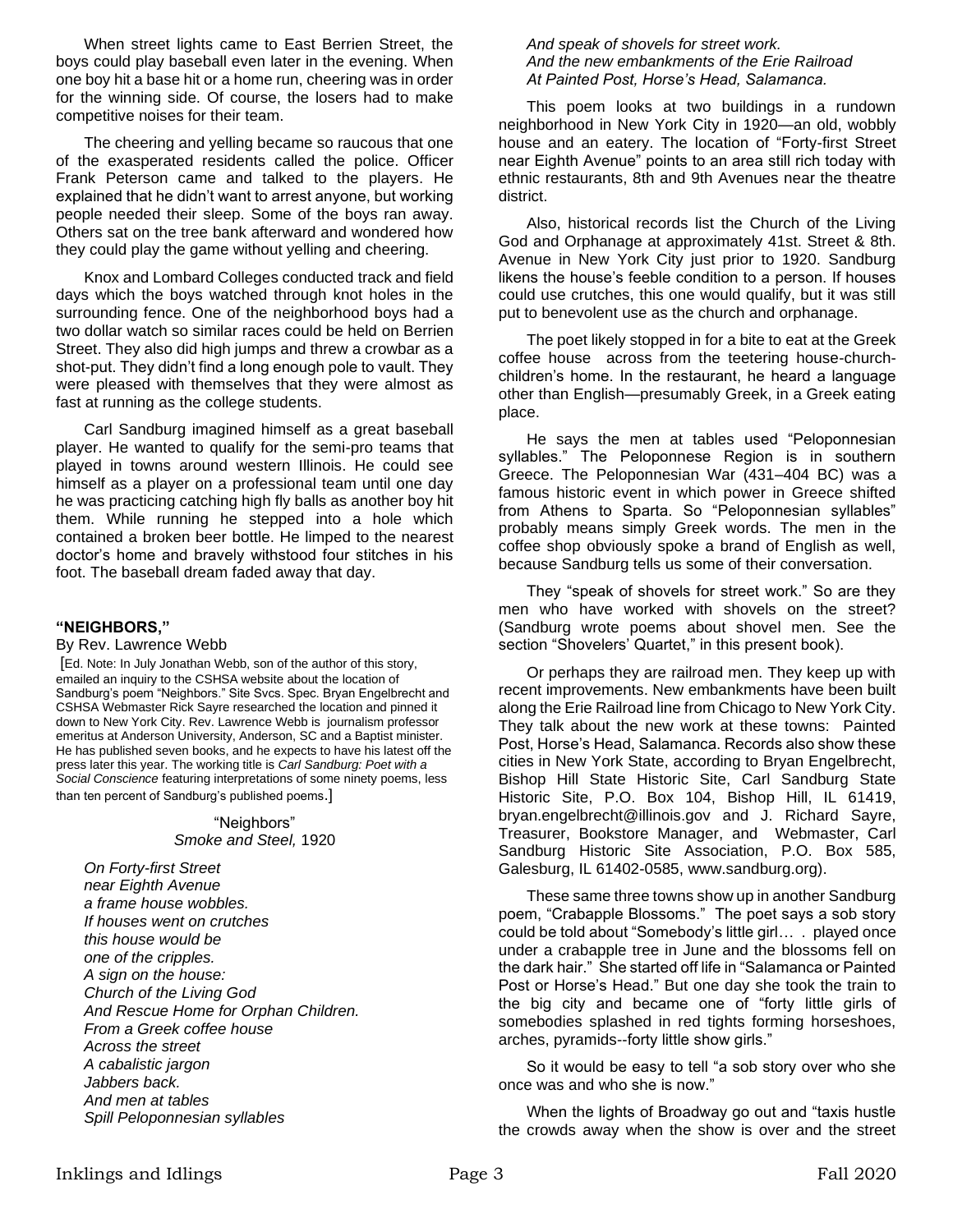When street lights came to East Berrien Street, the boys could play baseball even later in the evening. When one boy hit a base hit or a home run, cheering was in order for the winning side. Of course, the losers had to make competitive noises for their team.

The cheering and yelling became so raucous that one of the exasperated residents called the police. Officer Frank Peterson came and talked to the players. He explained that he didn't want to arrest anyone, but working people needed their sleep. Some of the boys ran away. Others sat on the tree bank afterward and wondered how they could play the game without yelling and cheering.

Knox and Lombard Colleges conducted track and field days which the boys watched through knot holes in the surrounding fence. One of the neighborhood boys had a two dollar watch so similar races could be held on Berrien Street. They also did high jumps and threw a crowbar as a shot-put. They didn't find a long enough pole to vault. They were pleased with themselves that they were almost as fast at running as the college students.

Carl Sandburg imagined himself as a great baseball player. He wanted to qualify for the semi-pro teams that played in towns around western Illinois. He could see himself as a player on a professional team until one day he was practicing catching high fly balls as another boy hit them. While running he stepped into a hole which contained a broken beer bottle. He limped to the nearest doctor's home and bravely withstood four stitches in his foot. The baseball dream faded away that day.

## "NEIGHBORS,"

By Rev. Lawrence Webb

[Ed. Note: In July Jonathan Webb, son of the author of this story, emailed an inquiry to the CSHSA website about the location of Sandburg's poem "Neighbors." Site Svcs. Spec. Bryan Engelbrecht and CSHSA Webmaster Rick Sayre researched the location and pinned it down to New York City. Rev. Lawrence Webb is journalism professor emeritus at Anderson University, Anderson, SC and a Baptist minister. He has published seven books, and he expects to have his latest off the press later this year. The working title is *Carl Sandburg: Poet with a Social Conscience* featuring interpretations of some ninety poems, less than ten percent of Sandburg's published poems.]

"Neighbors"
*Smoke and Steel,* 1920

*On Forty-first Street*
*near Eighth Avenue*
*a frame house wobbles.*
*If houses went on crutches*
*this house would be*
*one of the cripples.*
*A sign on the house:*
*Church of the Living God*
*And Rescue Home for Orphan Children.*
*From a Greek coffee house*
*Across the street*
*A cabalistic jargon*
*Jabbers back.*
*And men at tables*
*Spill Peloponnesian syllables*
*And speak of shovels for street work.*
*And the new embankments of the Erie Railroad*
*At Painted Post, Horse's Head, Salamanca.*

This poem looks at two buildings in a rundown neighborhood in New York City in 1920—an old, wobbly house and an eatery. The location of "Forty-first Street near Eighth Avenue" points to an area still rich today with ethnic restaurants, 8th and 9th Avenues near the theatre district.

Also, historical records list the Church of the Living God and Orphanage at approximately 41st. Street & 8th. Avenue in New York City just prior to 1920. Sandburg likens the house's feeble condition to a person. If houses could use crutches, this one would qualify, but it was still put to benevolent use as the church and orphanage.

The poet likely stopped in for a bite to eat at the Greek coffee house across from the teetering house-church-children's home. In the restaurant, he heard a language other than English—presumably Greek, in a Greek eating place.

He says the men at tables used "Peloponnesian syllables." The Peloponnese Region is in southern Greece. The Peloponnesian War (431–404 BC) was a famous historic event in which power in Greece shifted from Athens to Sparta. So "Peloponnesian syllables" probably means simply Greek words. The men in the coffee shop obviously spoke a brand of English as well, because Sandburg tells us some of their conversation.

They "speak of shovels for street work." So are they men who have worked with shovels on the street? (Sandburg wrote poems about shovel men. See the section "Shovelers' Quartet," in this present book).

Or perhaps they are railroad men. They keep up with recent improvements. New embankments have been built along the Erie Railroad line from Chicago to New York City. They talk about the new work at these towns: Painted Post, Horse's Head, Salamanca. Records also show these cities in New York State, according to Bryan Engelbrecht, Bishop Hill State Historic Site, Carl Sandburg State Historic Site, P.O. Box 104, Bishop Hill, IL 61419, bryan.engelbrecht@illinois.gov and J. Richard Sayre, Treasurer, Bookstore Manager, and Webmaster, Carl Sandburg Historic Site Association, P.O. Box 585, Galesburg, IL 61402-0585, www.sandburg.org).

These same three towns show up in another Sandburg poem, "Crabapple Blossoms." The poet says a sob story could be told about "Somebody's little girl… . played once under a crabapple tree in June and the blossoms fell on the dark hair." She started off life in "Salamanca or Painted Post or Horse's Head." But one day she took the train to the big city and became one of "forty little girls of somebodies splashed in red tights forming horseshoes, arches, pyramids--forty little show girls."

So it would be easy to tell "a sob story over who she once was and who she is now."

When the lights of Broadway go out and "taxis hustle the crowds away when the show is over and the street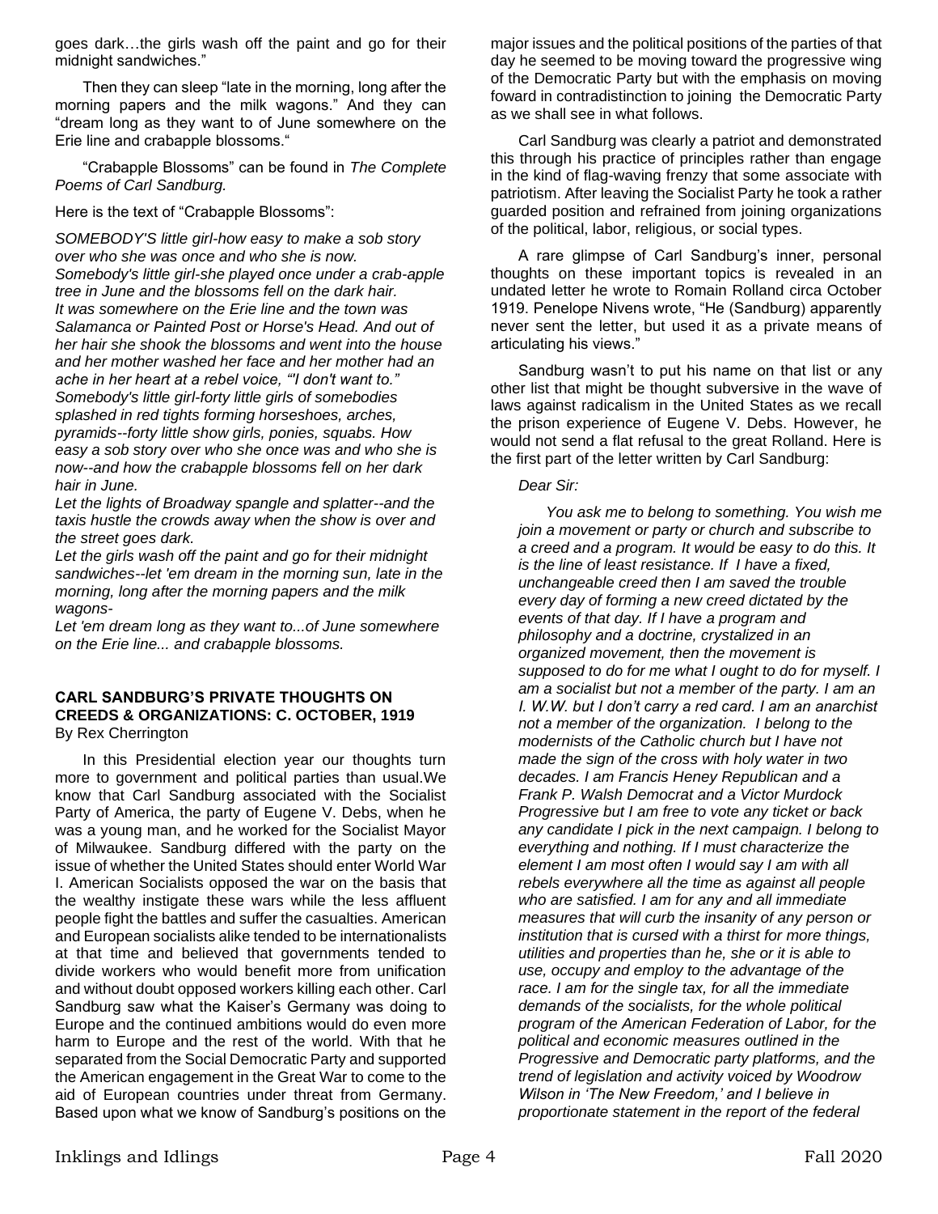goes dark…the girls wash off the paint and go for their midnight sandwiches."

Then they can sleep "late in the morning, long after the morning papers and the milk wagons." And they can "dream long as they want to of June somewhere on the Erie line and crabapple blossoms."

"Crabapple Blossoms" can be found in *The Complete Poems of Carl Sandburg.*

Here is the text of "Crabapple Blossoms":

*SOMEBODY'S little girl-how easy to make a sob story over who she was once and who she is now.*
*Somebody's little girl-she played once under a crab-apple tree in June and the blossoms fell on the dark hair.*
*It was somewhere on the Erie line and the town was Salamanca or Painted Post or Horse's Head. And out of her hair she shook the blossoms and went into the house and her mother washed her face and her mother had an ache in her heart at a rebel voice, "'I don't want to."*
*Somebody's little girl-forty little girls of somebodies splashed in red tights forming horseshoes, arches, pyramids--forty little show girls, ponies, squabs. How easy a sob story over who she once was and who she is now--and how the crabapple blossoms fell on her dark hair in June.*
*Let the lights of Broadway spangle and splatter--and the taxis hustle the crowds away when the show is over and the street goes dark.*
*Let the girls wash off the paint and go for their midnight sandwiches--let 'em dream in the morning sun, late in the morning, long after the morning papers and the milk wagons-*
*Let 'em dream long as they want to...of June somewhere on the Erie line... and crabapple blossoms.*

## CARL SANDBURG'S PRIVATE THOUGHTS ON CREEDS & ORGANIZATIONS: C. OCTOBER, 1919

By Rex Cherrington

In this Presidential election year our thoughts turn more to government and political parties than usual.We know that Carl Sandburg associated with the Socialist Party of America, the party of Eugene V. Debs, when he was a young man, and he worked for the Socialist Mayor of Milwaukee. Sandburg differed with the party on the issue of whether the United States should enter World War I. American Socialists opposed the war on the basis that the wealthy instigate these wars while the less affluent people fight the battles and suffer the casualties. American and European socialists alike tended to be internationalists at that time and believed that governments tended to divide workers who would benefit more from unification and without doubt opposed workers killing each other. Carl Sandburg saw what the Kaiser's Germany was doing to Europe and the continued ambitions would do even more harm to Europe and the rest of the world. With that he separated from the Social Democratic Party and supported the American engagement in the Great War to come to the aid of European countries under threat from Germany. Based upon what we know of Sandburg's positions on the major issues and the political positions of the parties of that day he seemed to be moving toward the progressive wing of the Democratic Party but with the emphasis on moving foward in contradistinction to joining the Democratic Party as we shall see in what follows.

Carl Sandburg was clearly a patriot and demonstrated this through his practice of principles rather than engage in the kind of flag-waving frenzy that some associate with patriotism. After leaving the Socialist Party he took a rather guarded position and refrained from joining organizations of the political, labor, religious, or social types.

A rare glimpse of Carl Sandburg's inner, personal thoughts on these important topics is revealed in an undated letter he wrote to Romain Rolland circa October 1919. Penelope Nivens wrote, "He (Sandburg) apparently never sent the letter, but used it as a private means of articulating his views."

Sandburg wasn't to put his name on that list or any other list that might be thought subversive in the wave of laws against radicalism in the United States as we recall the prison experience of Eugene V. Debs. However, he would not send a flat refusal to the great Rolland. Here is the first part of the letter written by Carl Sandburg:

*Dear Sir:*

*You ask me to belong to something. You wish me join a movement or party or church and subscribe to a creed and a program. It would be easy to do this. It is the line of least resistance. If I have a fixed, unchangeable creed then I am saved the trouble every day of forming a new creed dictated by the events of that day. If I have a program and philosophy and a doctrine, crystalized in an organized movement, then the movement is supposed to do for me what I ought to do for myself. I am a socialist but not a member of the party. I am an I. W.W. but I don't carry a red card. I am an anarchist not a member of the organization. I belong to the modernists of the Catholic church but I have not made the sign of the cross with holy water in two decades. I am Francis Heney Republican and a Frank P. Walsh Democrat and a Victor Murdock Progressive but I am free to vote any ticket or back any candidate I pick in the next campaign. I belong to everything and nothing. If I must characterize the element I am most often I would say I am with all rebels everywhere all the time as against all people who are satisfied. I am for any and all immediate measures that will curb the insanity of any person or institution that is cursed with a thirst for more things, utilities and properties than he, she or it is able to use, occupy and employ to the advantage of the race. I am for the single tax, for all the immediate demands of the socialists, for the whole political program of the American Federation of Labor, for the political and economic measures outlined in the Progressive and Democratic party platforms, and the trend of legislation and activity voiced by Woodrow Wilson in 'The New Freedom,' and I believe in proportionate statement in the report of the federal*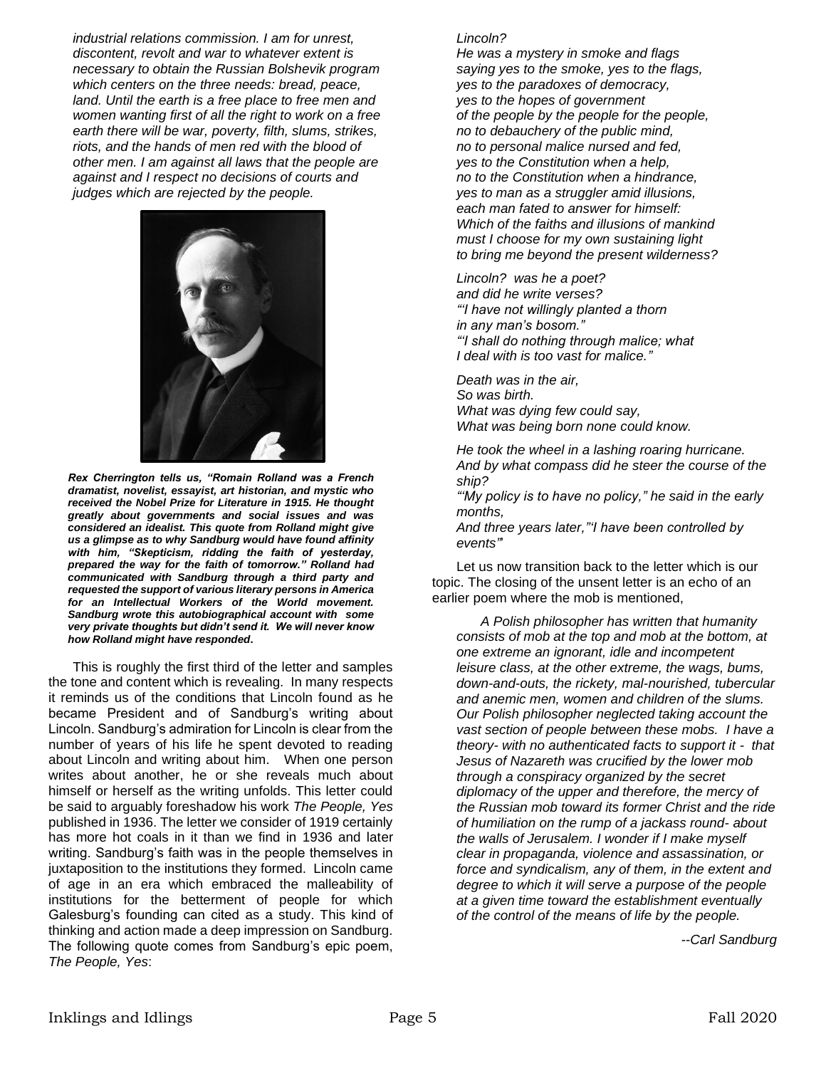*industrial relations commission. I am for unrest, discontent, revolt and war to whatever extent is necessary to obtain the Russian Bolshevik program which centers on the three needs: bread, peace, land. Until the earth is a free place to free men and women wanting first of all the right to work on a free earth there will be war, poverty, filth, slums, strikes, riots, and the hands of men red with the blood of other men. I am against all laws that the people are against and I respect no decisions of courts and judges which are rejected by the people.*

***Rex Cherrington tells us, "Romain Rolland was a French dramatist, novelist, essayist, art historian, and mystic who received the Nobel Prize for Literature in 1915. He thought greatly about governments and social issues and was considered an idealist. This quote from Rolland might give us a glimpse as to why Sandburg would have found affinity with him, "Skepticism, ridding the faith of yesterday, prepared the way for the faith of tomorrow." Rolland had communicated with Sandburg through a third party and requested the support of various literary persons in America for an Intellectual Workers of the World movement. Sandburg wrote this autobiographical account with some very private thoughts but didn't send it. We will never know how Rolland might have responded.***

This is roughly the first third of the letter and samples the tone and content which is revealing. In many respects it reminds us of the conditions that Lincoln found as he became President and of Sandburg's writing about Lincoln. Sandburg's admiration for Lincoln is clear from the number of years of his life he spent devoted to reading about Lincoln and writing about him. When one person writes about another, he or she reveals much about himself or herself as the writing unfolds. This letter could be said to arguably foreshadow his work *The People, Yes* published in 1936. The letter we consider of 1919 certainly has more hot coals in it than we find in 1936 and later writing. Sandburg's faith was in the people themselves in juxtaposition to the institutions they formed. Lincoln came of age in an era which embraced the malleability of institutions for the betterment of people for which Galesburg's founding can cited as a study. This kind of thinking and action made a deep impression on Sandburg. The following quote comes from Sandburg's epic poem, *The People, Yes*:

*Lincoln?*
*He was a mystery in smoke and flags*
*saying yes to the smoke, yes to the flags,*
*yes to the paradoxes of democracy,*
*yes to the hopes of government*
*of the people by the people for the people,*
*no to debauchery of the public mind,*
*no to personal malice nursed and fed,*
*yes to the Constitution when a help,*
*no to the Constitution when a hindrance,*
*yes to man as a struggler amid illusions,*
*each man fated to answer for himself:*
*Which of the faiths and illusions of mankind*
*must I choose for my own sustaining light*
*to bring me beyond the present wilderness?*

*Lincoln? was he a poet?*
*and did he write verses?*
*"'I have not willingly planted a thorn*
*in any man's bosom."*
*"'I shall do nothing through malice; what*
*I deal with is too vast for malice."*

*Death was in the air,*
*So was birth.*
*What was dying few could say,*
*What was being born none could know.*

*He took the wheel in a lashing roaring hurricane.*
*And by what compass did he steer the course of the ship?*
*"'My policy is to have no policy," he said in the early months,*
*And three years later,"'I have been controlled by events'"*

Let us now transition back to the letter which is our topic. The closing of the unsent letter is an echo of an earlier poem where the mob is mentioned,

*A Polish philosopher has written that humanity consists of mob at the top and mob at the bottom, at one extreme an ignorant, idle and incompetent leisure class, at the other extreme, the wags, bums, down-and-outs, the rickety, mal-nourished, tubercular and anemic men, women and children of the slums. Our Polish philosopher neglected taking account the vast section of people between these mobs. I have a theory- with no authenticated facts to support it - that Jesus of Nazareth was crucified by the lower mob through a conspiracy organized by the secret diplomacy of the upper and therefore, the mercy of the Russian mob toward its former Christ and the ride of humiliation on the rump of a jackass round- about the walls of Jerusalem. I wonder if I make myself clear in propaganda, violence and assassination, or force and syndicalism, any of them, in the extent and degree to which it will serve a purpose of the people at a given time toward the establishment eventually of the control of the means of life by the people.*

*--Carl Sandburg*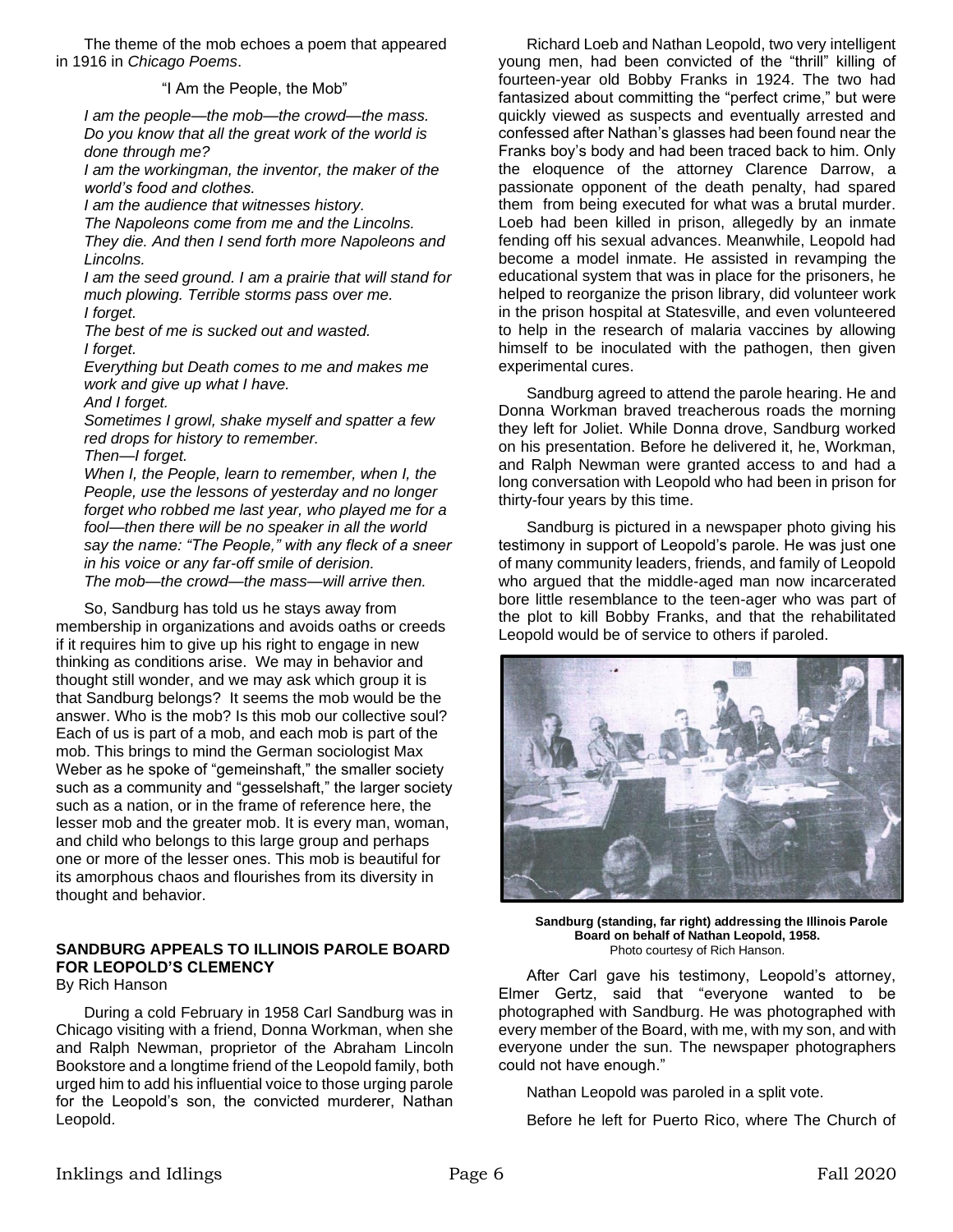The theme of the mob echoes a poem that appeared in 1916 in *Chicago Poems*.

"I Am the People, the Mob"

*I am the people—the mob—the crowd—the mass.*
*Do you know that all the great work of the world is done through me?*
*I am the workingman, the inventor, the maker of the world's food and clothes.*
*I am the audience that witnesses history.*
*The Napoleons come from me and the Lincolns.*
*They die. And then I send forth more Napoleons and Lincolns.*
*I am the seed ground. I am a prairie that will stand for much plowing. Terrible storms pass over me.*
*I forget.*
*The best of me is sucked out and wasted.*
*I forget.*
*Everything but Death comes to me and makes me work and give up what I have.*
*And I forget.*
*Sometimes I growl, shake myself and spatter a few red drops for history to remember.*
*Then—I forget.*
*When I, the People, learn to remember, when I, the People, use the lessons of yesterday and no longer forget who robbed me last year, who played me for a fool—then there will be no speaker in all the world say the name: "The People," with any fleck of a sneer in his voice or any far-off smile of derision.*
*The mob—the crowd—the mass—will arrive then.*

So, Sandburg has told us he stays away from membership in organizations and avoids oaths or creeds if it requires him to give up his right to engage in new thinking as conditions arise. We may in behavior and thought still wonder, and we may ask which group it is that Sandburg belongs? It seems the mob would be the answer. Who is the mob? Is this mob our collective soul? Each of us is part of a mob, and each mob is part of the mob. This brings to mind the German sociologist Max Weber as he spoke of "gemeinshaft," the smaller society such as a community and "gesselshaft," the larger society such as a nation, or in the frame of reference here, the lesser mob and the greater mob. It is every man, woman, and child who belongs to this large group and perhaps one or more of the lesser ones. This mob is beautiful for its amorphous chaos and flourishes from its diversity in thought and behavior.

## SANDBURG APPEALS TO ILLINOIS PAROLE BOARD FOR LEOPOLD'S CLEMENCY

By Rich Hanson

During a cold February in 1958 Carl Sandburg was in Chicago visiting with a friend, Donna Workman, when she and Ralph Newman, proprietor of the Abraham Lincoln Bookstore and a longtime friend of the Leopold family, both urged him to add his influential voice to those urging parole for the Leopold's son, the convicted murderer, Nathan Leopold.

Richard Loeb and Nathan Leopold, two very intelligent young men, had been convicted of the "thrill" killing of fourteen-year old Bobby Franks in 1924. The two had fantasized about committing the "perfect crime," but were quickly viewed as suspects and eventually arrested and confessed after Nathan's glasses had been found near the Franks boy's body and had been traced back to him. Only the eloquence of the attorney Clarence Darrow, a passionate opponent of the death penalty, had spared them from being executed for what was a brutal murder. Loeb had been killed in prison, allegedly by an inmate fending off his sexual advances. Meanwhile, Leopold had become a model inmate. He assisted in revamping the educational system that was in place for the prisoners, he helped to reorganize the prison library, did volunteer work in the prison hospital at Statesville, and even volunteered to help in the research of malaria vaccines by allowing himself to be inoculated with the pathogen, then given experimental cures.

Sandburg agreed to attend the parole hearing. He and Donna Workman braved treacherous roads the morning they left for Joliet. While Donna drove, Sandburg worked on his presentation. Before he delivered it, he, Workman, and Ralph Newman were granted access to and had a long conversation with Leopold who had been in prison for thirty-four years by this time.

Sandburg is pictured in a newspaper photo giving his testimony in support of Leopold's parole. He was just one of many community leaders, friends, and family of Leopold who argued that the middle-aged man now incarcerated bore little resemblance to the teen-ager who was part of the plot to kill Bobby Franks, and that the rehabilitated Leopold would be of service to others if paroled.

**Sandburg (standing, far right) addressing the Illinois Parole Board on behalf of Nathan Leopold, 1958.**
Photo courtesy of Rich Hanson.

After Carl gave his testimony, Leopold's attorney, Elmer Gertz, said that "everyone wanted to be photographed with Sandburg. He was photographed with every member of the Board, with me, with my son, and with everyone under the sun. The newspaper photographers could not have enough."

Nathan Leopold was paroled in a split vote.

Before he left for Puerto Rico, where The Church of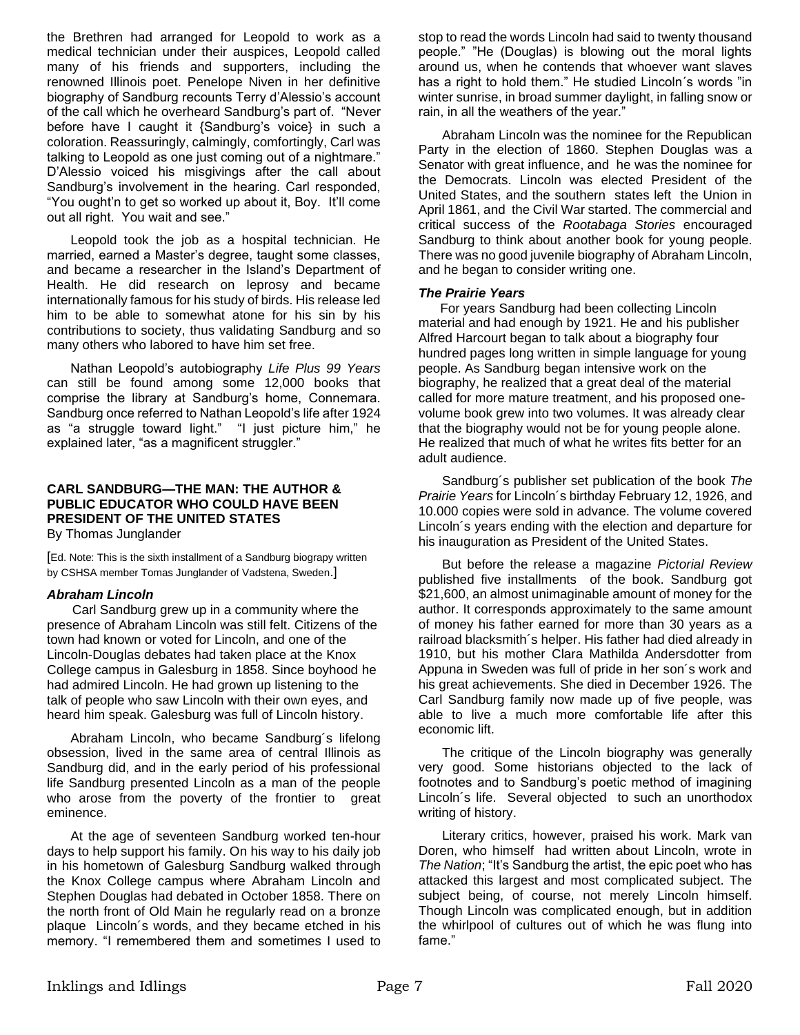the Brethren had arranged for Leopold to work as a medical technician under their auspices, Leopold called many of his friends and supporters, including the renowned Illinois poet. Penelope Niven in her definitive biography of Sandburg recounts Terry d'Alessio's account of the call which he overheard Sandburg's part of. "Never before have I caught it {Sandburg's voice} in such a coloration. Reassuringly, calmingly, comfortingly, Carl was talking to Leopold as one just coming out of a nightmare." D'Alessio voiced his misgivings after the call about Sandburg's involvement in the hearing. Carl responded, "You ought'n to get so worked up about it, Boy. It'll come out all right. You wait and see."

Leopold took the job as a hospital technician. He married, earned a Master's degree, taught some classes, and became a researcher in the Island's Department of Health. He did research on leprosy and became internationally famous for his study of birds. His release led him to be able to somewhat atone for his sin by his contributions to society, thus validating Sandburg and so many others who labored to have him set free.

Nathan Leopold's autobiography *Life Plus 99 Years* can still be found among some 12,000 books that comprise the library at Sandburg's home, Connemara. Sandburg once referred to Nathan Leopold's life after 1924 as "a struggle toward light." "I just picture him," he explained later, "as a magnificent struggler."

## CARL SANDBURG—THE MAN: THE AUTHOR & PUBLIC EDUCATOR WHO COULD HAVE BEEN PRESIDENT OF THE UNITED STATES

By Thomas Junglander

[Ed. Note: This is the sixth installment of a Sandburg biograpy written by CSHSA member Tomas Junglander of Vadstena, Sweden.]

### *Abraham Lincoln*

Carl Sandburg grew up in a community where the presence of Abraham Lincoln was still felt. Citizens of the town had known or voted for Lincoln, and one of the Lincoln-Douglas debates had taken place at the Knox College campus in Galesburg in 1858. Since boyhood he had admired Lincoln. He had grown up listening to the talk of people who saw Lincoln with their own eyes, and heard him speak. Galesburg was full of Lincoln history.

Abraham Lincoln, who became Sandburg´s lifelong obsession, lived in the same area of central Illinois as Sandburg did, and in the early period of his professional life Sandburg presented Lincoln as a man of the people who arose from the poverty of the frontier to great eminence.

At the age of seventeen Sandburg worked ten-hour days to help support his family. On his way to his daily job in his hometown of Galesburg Sandburg walked through the Knox College campus where Abraham Lincoln and Stephen Douglas had debated in October 1858. There on the north front of Old Main he regularly read on a bronze plaque Lincoln´s words, and they became etched in his memory. "I remembered them and sometimes I used to stop to read the words Lincoln had said to twenty thousand people." "He (Douglas) is blowing out the moral lights around us, when he contends that whoever want slaves has a right to hold them." He studied Lincoln´s words "in winter sunrise, in broad summer daylight, in falling snow or rain, in all the weathers of the year."

Abraham Lincoln was the nominee for the Republican Party in the election of 1860. Stephen Douglas was a Senator with great influence, and he was the nominee for the Democrats. Lincoln was elected President of the United States, and the southern states left the Union in April 1861, and the Civil War started. The commercial and critical success of the *Rootabaga Stories* encouraged Sandburg to think about another book for young people. There was no good juvenile biography of Abraham Lincoln, and he began to consider writing one.

### *The Prairie Years*

For years Sandburg had been collecting Lincoln material and had enough by 1921. He and his publisher Alfred Harcourt began to talk about a biography four hundred pages long written in simple language for young people. As Sandburg began intensive work on the biography, he realized that a great deal of the material called for more mature treatment, and his proposed one-volume book grew into two volumes. It was already clear that the biography would not be for young people alone. He realized that much of what he writes fits better for an adult audience.

Sandburg´s publisher set publication of the book *The Prairie Years* for Lincoln´s birthday February 12, 1926, and 10.000 copies were sold in advance. The volume covered Lincoln´s years ending with the election and departure for his inauguration as President of the United States.

But before the release a magazine *Pictorial Review* published five installments of the book. Sandburg got $21,600, an almost unimaginable amount of money for the author. It corresponds approximately to the same amount of money his father earned for more than 30 years as a railroad blacksmith´s helper. His father had died already in 1910, but his mother Clara Mathilda Andersdotter from Appuna in Sweden was full of pride in her son´s work and his great achievements. She died in December 1926. The Carl Sandburg family now made up of five people, was able to live a much more comfortable life after this economic lift.

The critique of the Lincoln biography was generally very good. Some historians objected to the lack of footnotes and to Sandburg's poetic method of imagining Lincoln´s life. Several objected to such an unorthodox writing of history.

Literary critics, however, praised his work. Mark van Doren, who himself had written about Lincoln, wrote in *The Nation*; "It's Sandburg the artist, the epic poet who has attacked this largest and most complicated subject. The subject being, of course, not merely Lincoln himself. Though Lincoln was complicated enough, but in addition the whirlpool of cultures out of which he was flung into fame."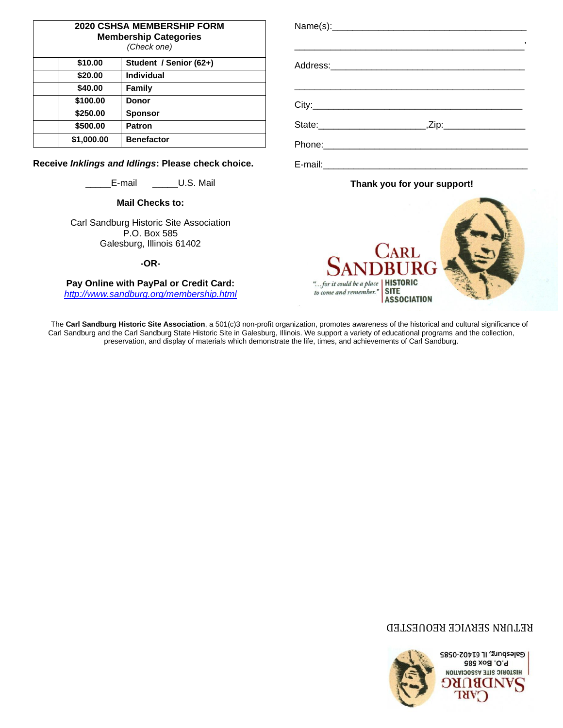## 2020 CSHSA MEMBERSHIP FORM

**Membership Categories**

*(Check one)*

| | | |
|---|---|---|
| | **$10.00** | **Student / Senior (62+)** |
| | **$20.00** | **Individual** |
| | **$40.00** | **Family** |
| | **$100.00** | **Donor** |
| | **$250.00** | **Sponsor** |
| | **$500.00** | **Patron** |
| | **$1,000.00** | **Benefactor** |

**Receive *Inklings and Idlings*: Please check choice.**

_____E-mail _____U.S. Mail

**Mail Checks to:**

Carl Sandburg Historic Site Association
P.O. Box 585
Galesburg, Illinois 61402

**-OR-**

**Pay Online with PayPal or Credit Card:**
[http://www.sandburg.org/membership.html](http://www.sandburg.org/membership.html)

Name(s):_______________________________________
_____________________________________________,

Address:_______________________________________
_____________________________________________

City:__________________________________________

State:____________________,Zip:________________

Phone:_________________________________________

E-mail:_________________________________________

**Thank you for your support!**

CARL SANDBURG

"...for it could be a place to come and remember."

HISTORIC SITE ASSOCIATION

The **Carl Sandburg Historic Site Association**, a 501(c)3 non-profit organization, promotes awareness of the historical and cultural significance of Carl Sandburg and the Carl Sandburg State Historic Site in Galesburg, Illinois. We support a variety of educational programs and the collection, preservation, and display of materials which demonstrate the life, times, and achievements of Carl Sandburg.

RETURN SERVICE REQUESTED

CARL SANDBURG
HISTORIC SITE ASSOCIATION
P.O. Box 585
Galesburg, IL 61402-0585